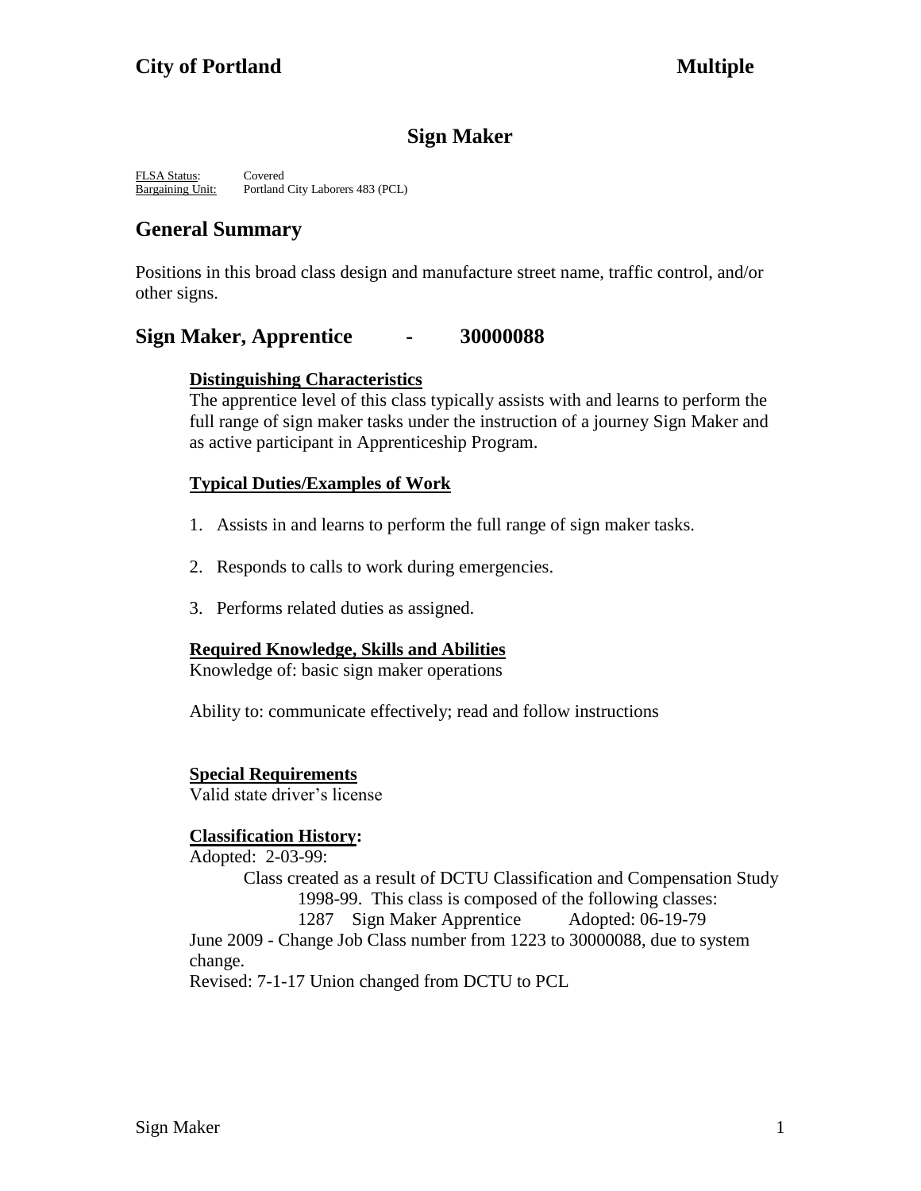**City of Portland** **Multiple**

# Sign Maker

FLSA Status: Covered
Bargaining Unit: Portland City Laborers 483 (PCL)

## General Summary

Positions in this broad class design and manufacture street name, traffic control, and/or other signs.

## Sign Maker, Apprentice - 30000088

### Distinguishing Characteristics

The apprentice level of this class typically assists with and learns to perform the full range of sign maker tasks under the instruction of a journey Sign Maker and as active participant in Apprenticeship Program.

### Typical Duties/Examples of Work

1. Assists in and learns to perform the full range of sign maker tasks.

2. Responds to calls to work during emergencies.

3. Performs related duties as assigned.

### Required Knowledge, Skills and Abilities

Knowledge of: basic sign maker operations

Ability to: communicate effectively; read and follow instructions

### Special Requirements

Valid state driver's license

### Classification History:

Adopted: 2-03-99:

Class created as a result of DCTU Classification and Compensation Study 1998-99. This class is composed of the following classes:

1287 Sign Maker Apprentice Adopted: 06-19-79

June 2009 - Change Job Class number from 1223 to 30000088, due to system change.

Revised: 7-1-17 Union changed from DCTU to PCL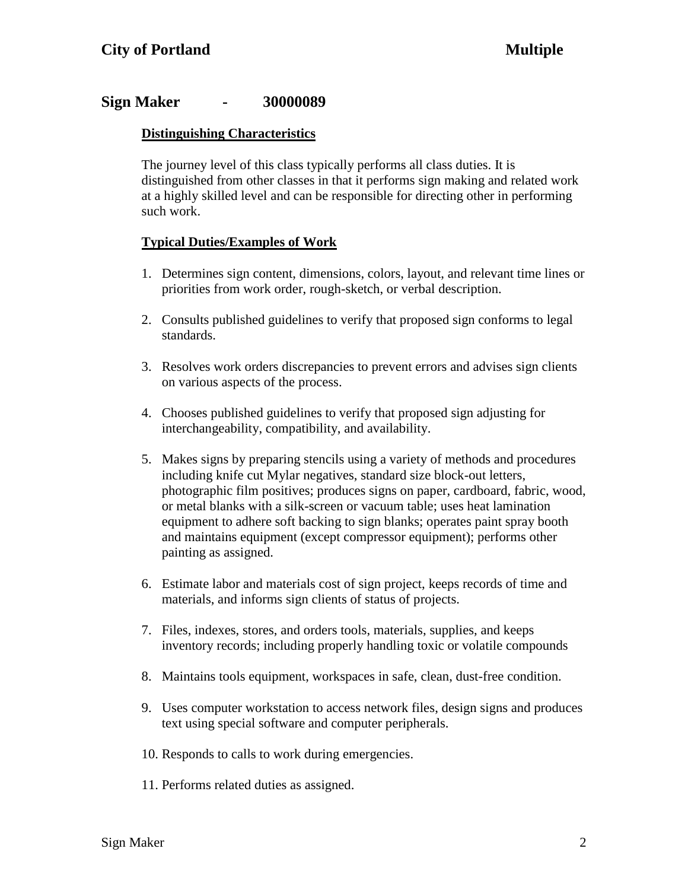# City of Portland — Multiple

## Sign Maker - 30000089

### Distinguishing Characteristics

The journey level of this class typically performs all class duties. It is distinguished from other classes in that it performs sign making and related work at a highly skilled level and can be responsible for directing other in performing such work.

### Typical Duties/Examples of Work

1. Determines sign content, dimensions, colors, layout, and relevant time lines or priorities from work order, rough-sketch, or verbal description.

2. Consults published guidelines to verify that proposed sign conforms to legal standards.

3. Resolves work orders discrepancies to prevent errors and advises sign clients on various aspects of the process.

4. Chooses published guidelines to verify that proposed sign adjusting for interchangeability, compatibility, and availability.

5. Makes signs by preparing stencils using a variety of methods and procedures including knife cut Mylar negatives, standard size block-out letters, photographic film positives; produces signs on paper, cardboard, fabric, wood, or metal blanks with a silk-screen or vacuum table; uses heat lamination equipment to adhere soft backing to sign blanks; operates paint spray booth and maintains equipment (except compressor equipment); performs other painting as assigned.

6. Estimate labor and materials cost of sign project, keeps records of time and materials, and informs sign clients of status of projects.

7. Files, indexes, stores, and orders tools, materials, supplies, and keeps inventory records; including properly handling toxic or volatile compounds

8. Maintains tools equipment, workspaces in safe, clean, dust-free condition.

9. Uses computer workstation to access network files, design signs and produces text using special software and computer peripherals.

10. Responds to calls to work during emergencies.

11. Performs related duties as assigned.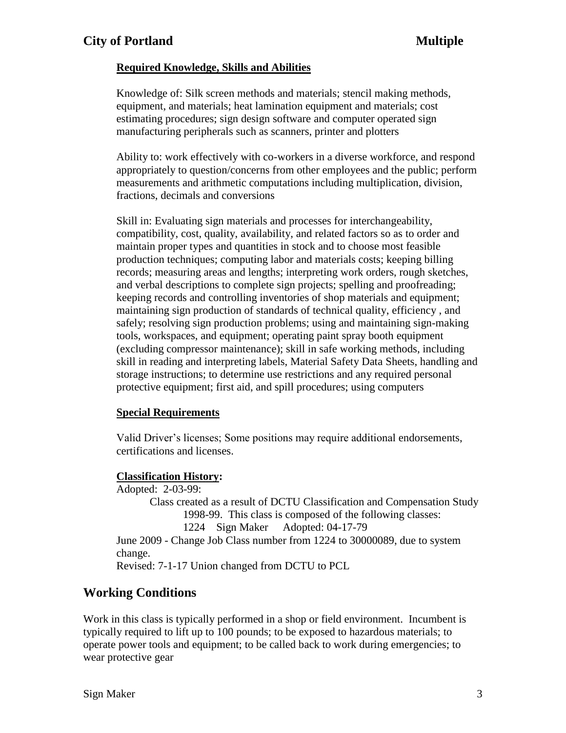**Required Knowledge, Skills and Abilities**

Knowledge of: Silk screen methods and materials; stencil making methods, equipment, and materials; heat lamination equipment and materials; cost estimating procedures; sign design software and computer operated sign manufacturing peripherals such as scanners, printer and plotters

Ability to: work effectively with co-workers in a diverse workforce, and respond appropriately to question/concerns from other employees and the public; perform measurements and arithmetic computations including multiplication, division, fractions, decimals and conversions

Skill in: Evaluating sign materials and processes for interchangeability, compatibility, cost, quality, availability, and related factors so as to order and maintain proper types and quantities in stock and to choose most feasible production techniques; computing labor and materials costs; keeping billing records; measuring areas and lengths; interpreting work orders, rough sketches, and verbal descriptions to complete sign projects; spelling and proofreading; keeping records and controlling inventories of shop materials and equipment; maintaining sign production of standards of technical quality, efficiency , and safely; resolving sign production problems; using and maintaining sign-making tools, workspaces, and equipment; operating paint spray booth equipment (excluding compressor maintenance); skill in safe working methods, including skill in reading and interpreting labels, Material Safety Data Sheets, handling and storage instructions; to determine use restrictions and any required personal protective equipment; first aid, and spill procedures; using computers

**Special Requirements**

Valid Driver's licenses; Some positions may require additional endorsements, certifications and licenses.

**Classification History:**

Adopted: 2-03-99:

Class created as a result of DCTU Classification and Compensation Study 1998-99. This class is composed of the following classes:

1224 Sign Maker Adopted: 04-17-79

June 2009 - Change Job Class number from 1224 to 30000089, due to system change.

Revised: 7-1-17 Union changed from DCTU to PCL

## Working Conditions

Work in this class is typically performed in a shop or field environment. Incumbent is typically required to lift up to 100 pounds; to be exposed to hazardous materials; to operate power tools and equipment; to be called back to work during emergencies; to wear protective gear